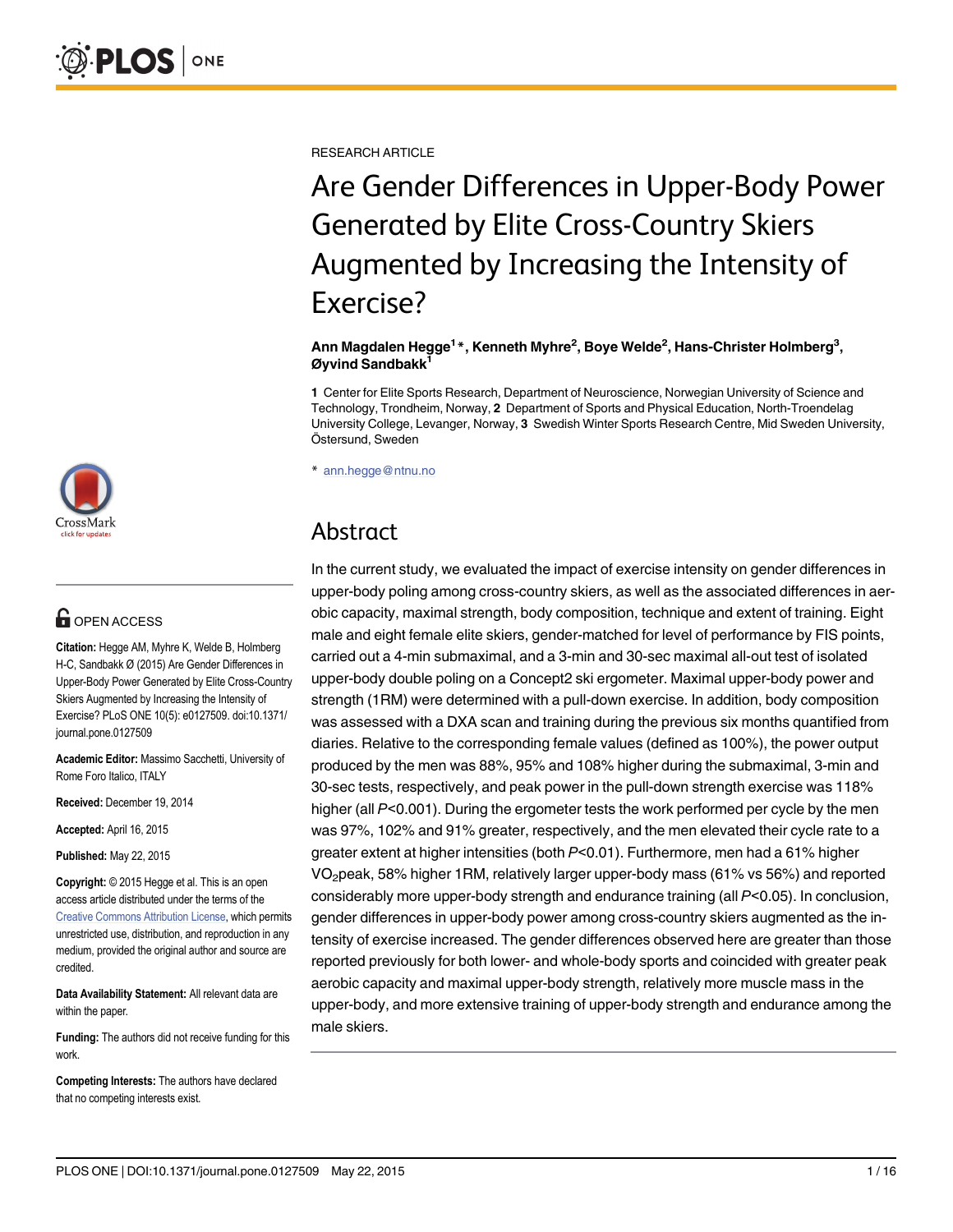RESEARCH ARTICLE

# Are Gender Differences in Upper-Body Power Generated by Elite Cross-Country Skiers Augmented by Increasing the Intensity of Exercise?

**Ann Magdalen Hegge[1]*, Kenneth Myhre[2], Boye Welde[2], Hans-Christer Holmberg[3], Øyvind Sandbakk[1]**

**1** Center for Elite Sports Research, Department of Neuroscience, Norwegian University of Science and Technology, Trondheim, Norway, **2** Department of Sports and Physical Education, North-Troendelag University College, Levanger, Norway, **3** Swedish Winter Sports Research Centre, Mid Sweden University, Östersund, Sweden

\* ann.hegge@ntnu.no

OPEN ACCESS

**Citation:** Hegge AM, Myhre K, Welde B, Holmberg H-C, Sandbakk Ø (2015) Are Gender Differences in Upper-Body Power Generated by Elite Cross-Country Skiers Augmented by Increasing the Intensity of Exercise? PLoS ONE 10(5): e0127509. doi:10.1371/journal.pone.0127509

**Academic Editor:** Massimo Sacchetti, University of Rome Foro Italico, ITALY

**Received:** December 19, 2014

**Accepted:** April 16, 2015

**Published:** May 22, 2015

**Copyright:** © 2015 Hegge et al. This is an open access article distributed under the terms of the Creative Commons Attribution License, which permits unrestricted use, distribution, and reproduction in any medium, provided the original author and source are credited.

**Data Availability Statement:** All relevant data are within the paper.

**Funding:** The authors did not receive funding for this work.

**Competing Interests:** The authors have declared that no competing interests exist.

## Abstract

In the current study, we evaluated the impact of exercise intensity on gender differences in upper-body poling among cross-country skiers, as well as the associated differences in aerobic capacity, maximal strength, body composition, technique and extent of training. Eight male and eight female elite skiers, gender-matched for level of performance by FIS points, carried out a 4-min submaximal, and a 3-min and 30-sec maximal all-out test of isolated upper-body double poling on a Concept2 ski ergometer. Maximal upper-body power and strength (1RM) were determined with a pull-down exercise. In addition, body composition was assessed with a DXA scan and training during the previous six months quantified from diaries. Relative to the corresponding female values (defined as 100%), the power output produced by the men was 88%, 95% and 108% higher during the submaximal, 3-min and 30-sec tests, respectively, and peak power in the pull-down strength exercise was 118% higher (all $P<0.001$). During the ergometer tests the work performed per cycle by the men was 97%, 102% and 91% greater, respectively, and the men elevated their cycle rate to a greater extent at higher intensities (both $P<0.01$). Furthermore, men had a 61% higher $VO_2$peak, 58% higher 1RM, relatively larger upper-body mass (61% vs 56%) and reported considerably more upper-body strength and endurance training (all $P<0.05$). In conclusion, gender differences in upper-body power among cross-country skiers augmented as the intensity of exercise increased. The gender differences observed here are greater than those reported previously for both lower- and whole-body sports and coincided with greater peak aerobic capacity and maximal upper-body strength, relatively more muscle mass in the upper-body, and more extensive training of upper-body strength and endurance among the male skiers.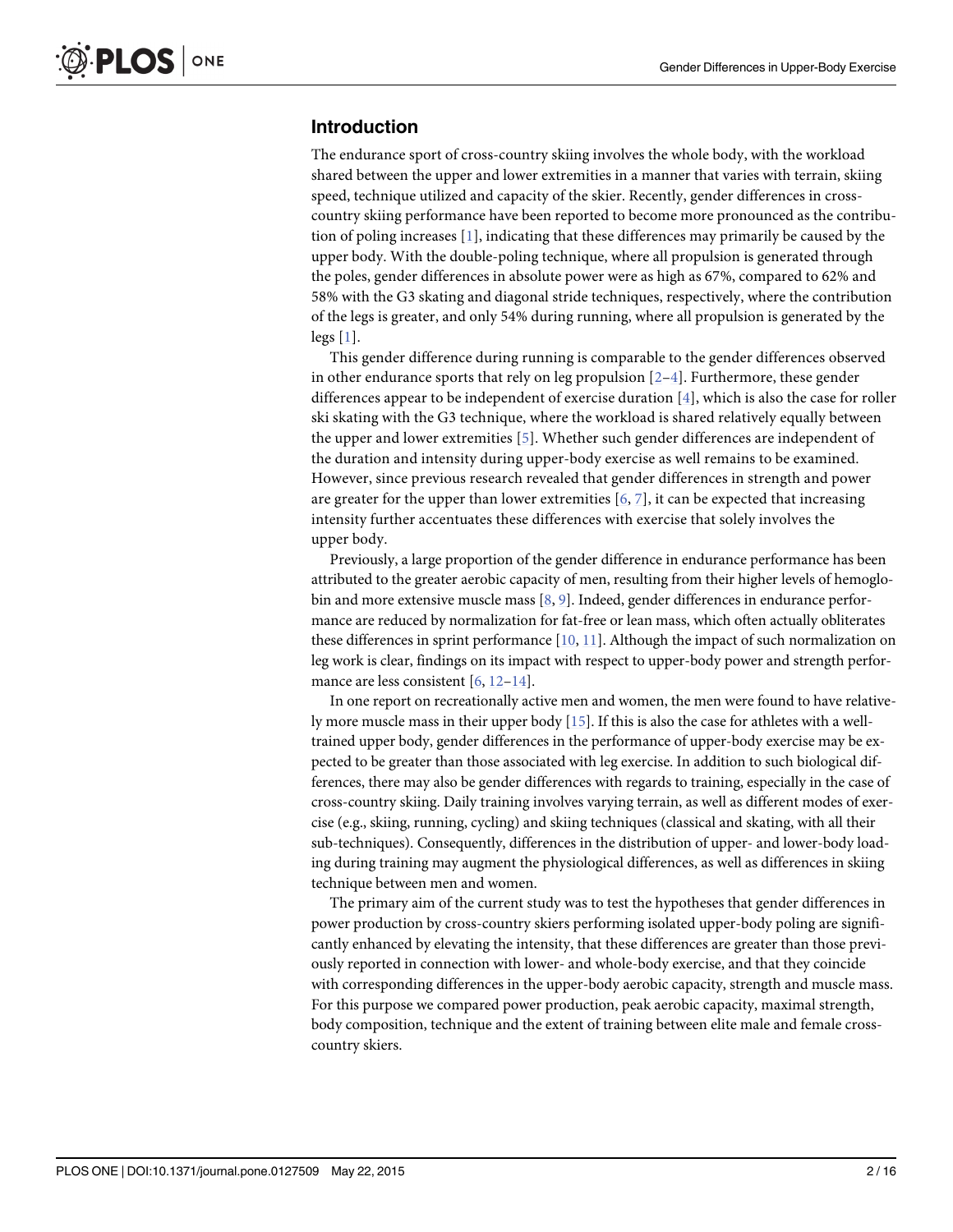## Introduction

The endurance sport of cross-country skiing involves the whole body, with the workload shared between the upper and lower extremities in a manner that varies with terrain, skiing speed, technique utilized and capacity of the skier. Recently, gender differences in cross-country skiing performance have been reported to become more pronounced as the contribution of poling increases [1], indicating that these differences may primarily be caused by the upper body. With the double-poling technique, where all propulsion is generated through the poles, gender differences in absolute power were as high as 67%, compared to 62% and 58% with the G3 skating and diagonal stride techniques, respectively, where the contribution of the legs is greater, and only 54% during running, where all propulsion is generated by the legs [1].

This gender difference during running is comparable to the gender differences observed in other endurance sports that rely on leg propulsion [2–4]. Furthermore, these gender differences appear to be independent of exercise duration [4], which is also the case for roller ski skating with the G3 technique, where the workload is shared relatively equally between the upper and lower extremities [5]. Whether such gender differences are independent of the duration and intensity during upper-body exercise as well remains to be examined. However, since previous research revealed that gender differences in strength and power are greater for the upper than lower extremities [6, 7], it can be expected that increasing intensity further accentuates these differences with exercise that solely involves the upper body.

Previously, a large proportion of the gender difference in endurance performance has been attributed to the greater aerobic capacity of men, resulting from their higher levels of hemoglobin and more extensive muscle mass [8, 9]. Indeed, gender differences in endurance performance are reduced by normalization for fat-free or lean mass, which often actually obliterates these differences in sprint performance [10, 11]. Although the impact of such normalization on leg work is clear, findings on its impact with respect to upper-body power and strength performance are less consistent [6, 12–14].

In one report on recreationally active men and women, the men were found to have relatively more muscle mass in their upper body [15]. If this is also the case for athletes with a well-trained upper body, gender differences in the performance of upper-body exercise may be expected to be greater than those associated with leg exercise. In addition to such biological differences, there may also be gender differences with regards to training, especially in the case of cross-country skiing. Daily training involves varying terrain, as well as different modes of exercise (e.g., skiing, running, cycling) and skiing techniques (classical and skating, with all their sub-techniques). Consequently, differences in the distribution of upper- and lower-body loading during training may augment the physiological differences, as well as differences in skiing technique between men and women.

The primary aim of the current study was to test the hypotheses that gender differences in power production by cross-country skiers performing isolated upper-body poling are significantly enhanced by elevating the intensity, that these differences are greater than those previously reported in connection with lower- and whole-body exercise, and that they coincide with corresponding differences in the upper-body aerobic capacity, strength and muscle mass. For this purpose we compared power production, peak aerobic capacity, maximal strength, body composition, technique and the extent of training between elite male and female cross-country skiers.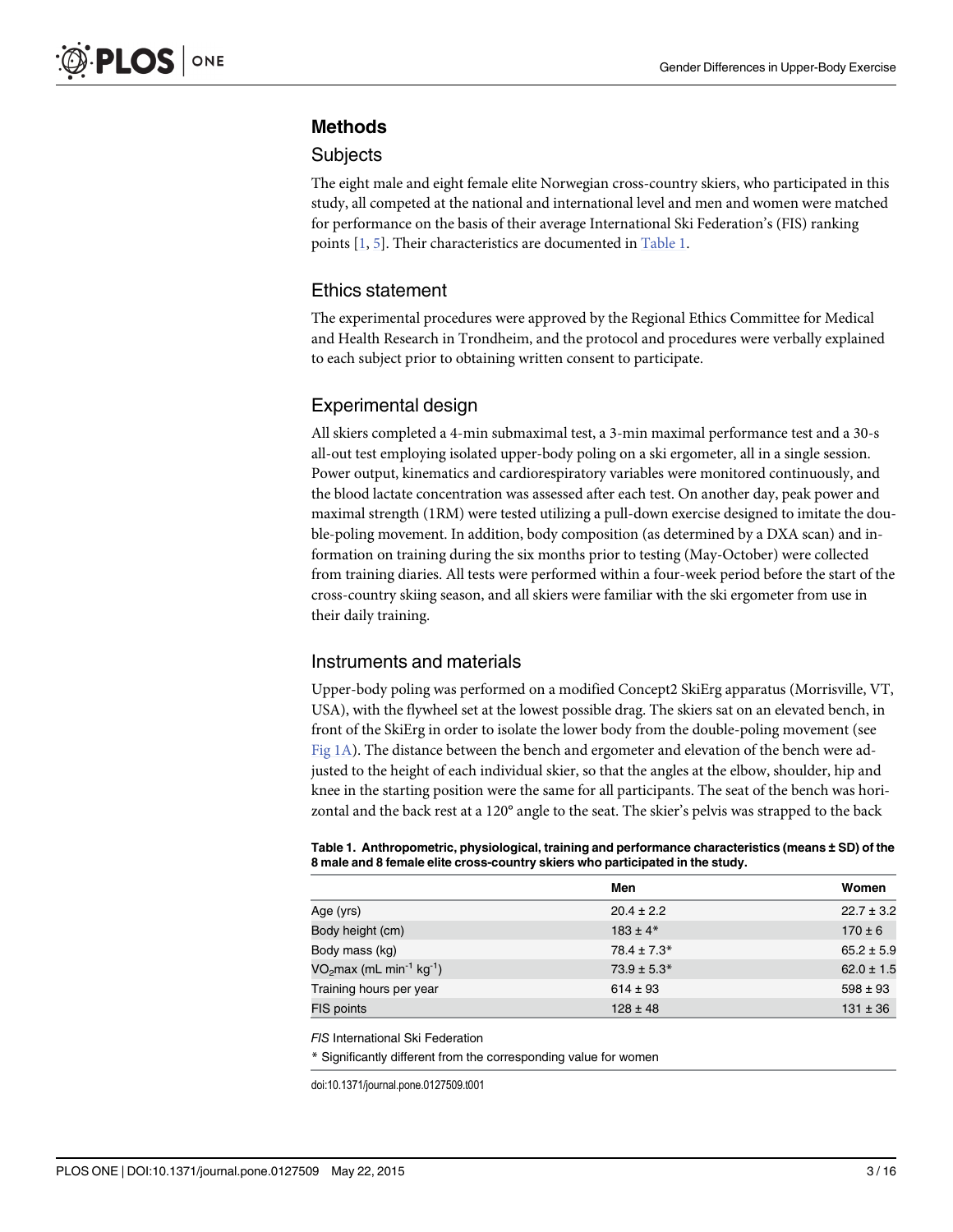## Methods

### Subjects

The eight male and eight female elite Norwegian cross-country skiers, who participated in this study, all competed at the national and international level and men and women were matched for performance on the basis of their average International Ski Federation's (FIS) ranking points [1, 5]. Their characteristics are documented in Table 1.

### Ethics statement

The experimental procedures were approved by the Regional Ethics Committee for Medical and Health Research in Trondheim, and the protocol and procedures were verbally explained to each subject prior to obtaining written consent to participate.

### Experimental design

All skiers completed a 4-min submaximal test, a 3-min maximal performance test and a 30-s all-out test employing isolated upper-body poling on a ski ergometer, all in a single session. Power output, kinematics and cardiorespiratory variables were monitored continuously, and the blood lactate concentration was assessed after each test. On another day, peak power and maximal strength (1RM) were tested utilizing a pull-down exercise designed to imitate the double-poling movement. In addition, body composition (as determined by a DXA scan) and information on training during the six months prior to testing (May-October) were collected from training diaries. All tests were performed within a four-week period before the start of the cross-country skiing season, and all skiers were familiar with the ski ergometer from use in their daily training.

### Instruments and materials

Upper-body poling was performed on a modified Concept2 SkiErg apparatus (Morrisville, VT, USA), with the flywheel set at the lowest possible drag. The skiers sat on an elevated bench, in front of the SkiErg in order to isolate the lower body from the double-poling movement (see Fig 1A). The distance between the bench and ergometer and elevation of the bench were adjusted to the height of each individual skier, so that the angles at the elbow, shoulder, hip and knee in the starting position were the same for all participants. The seat of the bench was horizontal and the back rest at a 120° angle to the seat. The skier's pelvis was strapped to the back

**Table 1. Anthropometric, physiological, training and performance characteristics (means ± SD) of the 8 male and 8 female elite cross-country skiers who participated in the study.**

| | Men | Women |
|---|---|---|
| Age (yrs) | 20.4 ± 2.2 | 22.7 ± 3.2 |
| Body height (cm) | 183 ± 4* | 170 ± 6 |
| Body mass (kg) | 78.4 ± 7.3* | 65.2 ± 5.9 |
| $VO_2$max (mL min$^{-1}$ kg$^{-1}$) | 73.9 ± 5.3* | 62.0 ± 1.5 |
| Training hours per year | 614 ± 93 | 598 ± 93 |
| FIS points | 128 ± 48 | 131 ± 36 |

*FIS* International Ski Federation

* Significantly different from the corresponding value for women

doi:10.1371/journal.pone.0127509.t001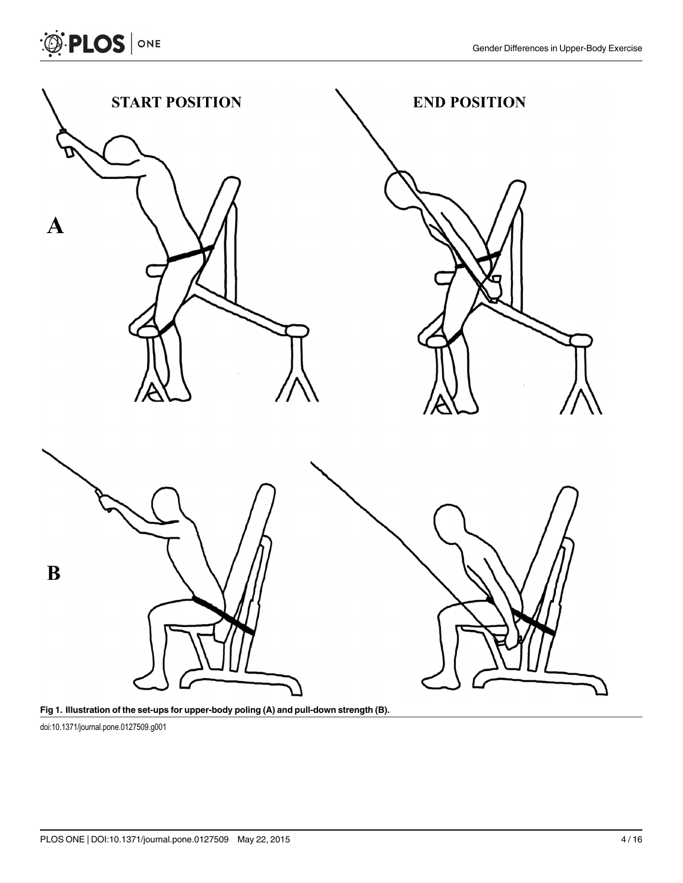**Fig 1. Illustration of the set-ups for upper-body poling (A) and pull-down strength (B).**

doi:10.1371/journal.pone.0127509.g001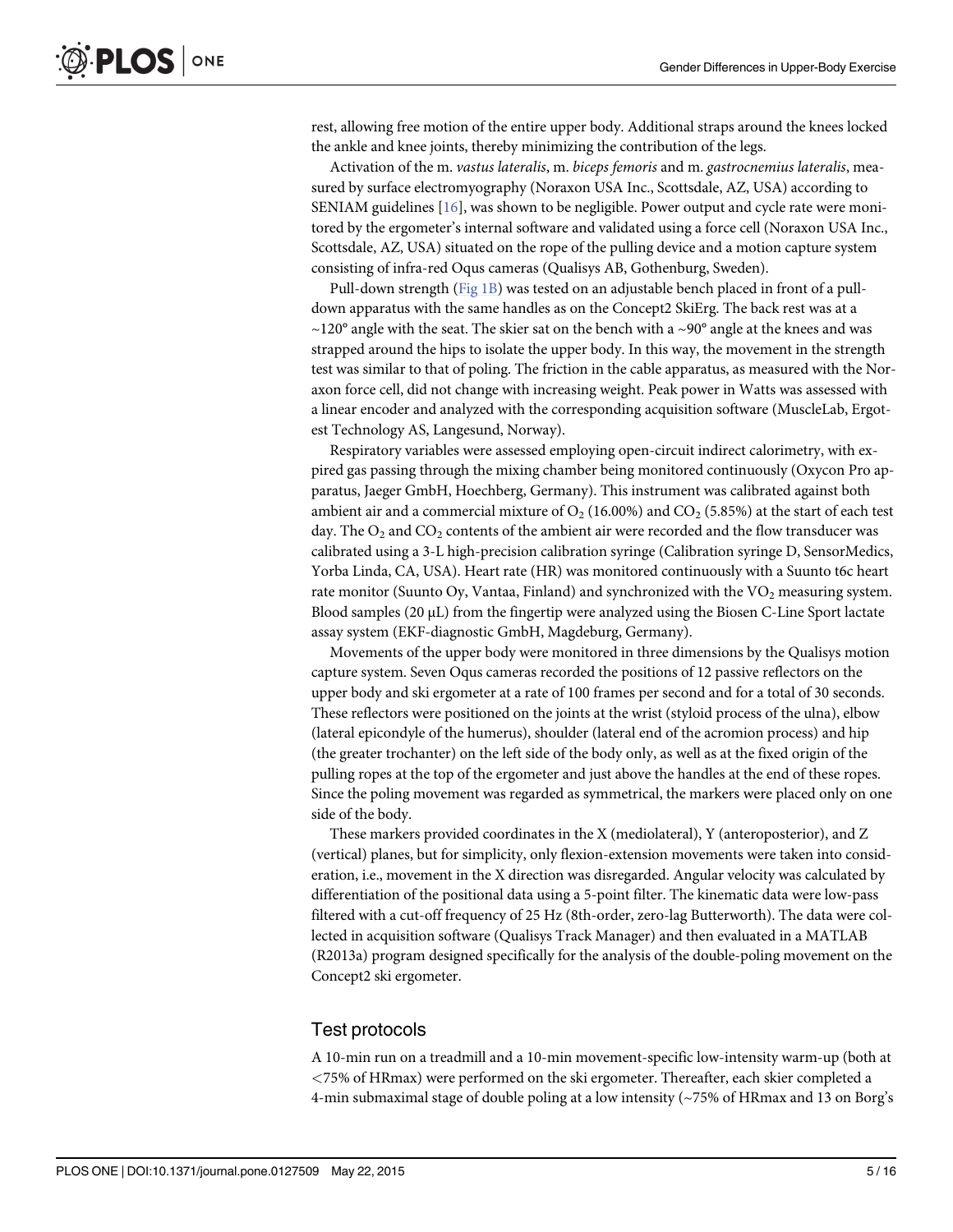rest, allowing free motion of the entire upper body. Additional straps around the knees locked the ankle and knee joints, thereby minimizing the contribution of the legs.

Activation of the m. *vastus lateralis*, m. *biceps femoris* and m. *gastrocnemius lateralis*, measured by surface electromyography (Noraxon USA Inc., Scottsdale, AZ, USA) according to SENIAM guidelines [16], was shown to be negligible. Power output and cycle rate were monitored by the ergometer's internal software and validated using a force cell (Noraxon USA Inc., Scottsdale, AZ, USA) situated on the rope of the pulling device and a motion capture system consisting of infra-red Oqus cameras (Qualisys AB, Gothenburg, Sweden).

Pull-down strength (Fig 1B) was tested on an adjustable bench placed in front of a pull-down apparatus with the same handles as on the Concept2 SkiErg. The back rest was at a ~120° angle with the seat. The skier sat on the bench with a ~90° angle at the knees and was strapped around the hips to isolate the upper body. In this way, the movement in the strength test was similar to that of poling. The friction in the cable apparatus, as measured with the Noraxon force cell, did not change with increasing weight. Peak power in Watts was assessed with a linear encoder and analyzed with the corresponding acquisition software (MuscleLab, Ergotest Technology AS, Langesund, Norway).

Respiratory variables were assessed employing open-circuit indirect calorimetry, with expired gas passing through the mixing chamber being monitored continuously (Oxycon Pro apparatus, Jaeger GmbH, Hoechberg, Germany). This instrument was calibrated against both ambient air and a commercial mixture of $O_2$ (16.00%) and $CO_2$ (5.85%) at the start of each test day. The $O_2$ and $CO_2$ contents of the ambient air were recorded and the flow transducer was calibrated using a 3-L high-precision calibration syringe (Calibration syringe D, SensorMedics, Yorba Linda, CA, USA). Heart rate (HR) was monitored continuously with a Suunto t6c heart rate monitor (Suunto Oy, Vantaa, Finland) and synchronized with the $VO_2$ measuring system. Blood samples (20 μL) from the fingertip were analyzed using the Biosen C-Line Sport lactate assay system (EKF-diagnostic GmbH, Magdeburg, Germany).

Movements of the upper body were monitored in three dimensions by the Qualisys motion capture system. Seven Oqus cameras recorded the positions of 12 passive reflectors on the upper body and ski ergometer at a rate of 100 frames per second and for a total of 30 seconds. These reflectors were positioned on the joints at the wrist (styloid process of the ulna), elbow (lateral epicondyle of the humerus), shoulder (lateral end of the acromion process) and hip (the greater trochanter) on the left side of the body only, as well as at the fixed origin of the pulling ropes at the top of the ergometer and just above the handles at the end of these ropes. Since the poling movement was regarded as symmetrical, the markers were placed only on one side of the body.

These markers provided coordinates in the X (mediolateral), Y (anteroposterior), and Z (vertical) planes, but for simplicity, only flexion-extension movements were taken into consideration, i.e., movement in the X direction was disregarded. Angular velocity was calculated by differentiation of the positional data using a 5-point filter. The kinematic data were low-pass filtered with a cut-off frequency of 25 Hz (8th-order, zero-lag Butterworth). The data were collected in acquisition software (Qualisys Track Manager) and then evaluated in a MATLAB (R2013a) program designed specifically for the analysis of the double-poling movement on the Concept2 ski ergometer.

## Test protocols

A 10-min run on a treadmill and a 10-min movement-specific low-intensity warm-up (both at <75% of HRmax) were performed on the ski ergometer. Thereafter, each skier completed a 4-min submaximal stage of double poling at a low intensity (~75% of HRmax and 13 on Borg's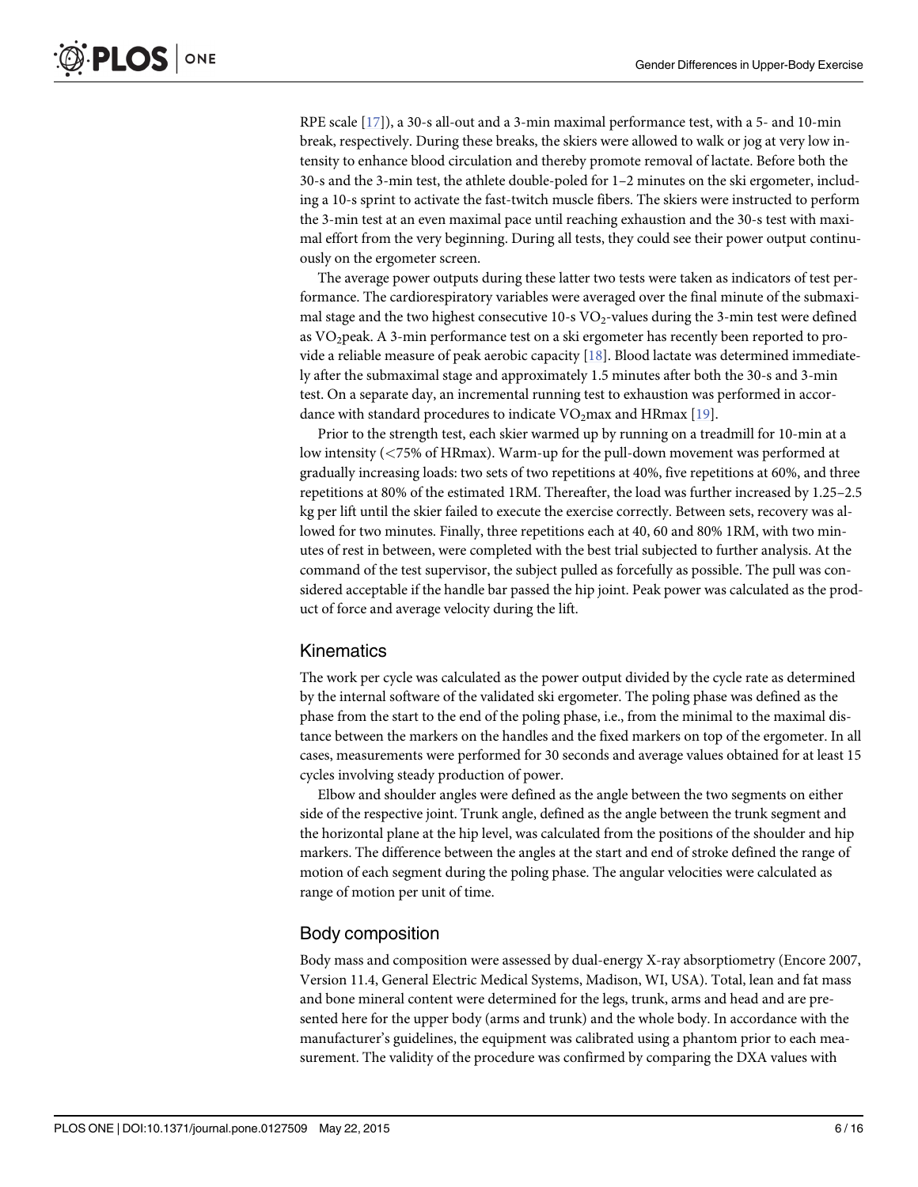RPE scale [17]), a 30-s all-out and a 3-min maximal performance test, with a 5- and 10-min break, respectively. During these breaks, the skiers were allowed to walk or jog at very low intensity to enhance blood circulation and thereby promote removal of lactate. Before both the 30-s and the 3-min test, the athlete double-poled for 1–2 minutes on the ski ergometer, including a 10-s sprint to activate the fast-twitch muscle fibers. The skiers were instructed to perform the 3-min test at an even maximal pace until reaching exhaustion and the 30-s test with maximal effort from the very beginning. During all tests, they could see their power output continuously on the ergometer screen.

The average power outputs during these latter two tests were taken as indicators of test performance. The cardiorespiratory variables were averaged over the final minute of the submaximal stage and the two highest consecutive 10-s $VO_2$-values during the 3-min test were defined as $VO_2$peak. A 3-min performance test on a ski ergometer has recently been reported to provide a reliable measure of peak aerobic capacity [18]. Blood lactate was determined immediately after the submaximal stage and approximately 1.5 minutes after both the 30-s and 3-min test. On a separate day, an incremental running test to exhaustion was performed in accordance with standard procedures to indicate $VO_2$max and HRmax [19].

Prior to the strength test, each skier warmed up by running on a treadmill for 10-min at a low intensity (<75% of HRmax). Warm-up for the pull-down movement was performed at gradually increasing loads: two sets of two repetitions at 40%, five repetitions at 60%, and three repetitions at 80% of the estimated 1RM. Thereafter, the load was further increased by 1.25–2.5 kg per lift until the skier failed to execute the exercise correctly. Between sets, recovery was allowed for two minutes. Finally, three repetitions each at 40, 60 and 80% 1RM, with two minutes of rest in between, were completed with the best trial subjected to further analysis. At the command of the test supervisor, the subject pulled as forcefully as possible. The pull was considered acceptable if the handle bar passed the hip joint. Peak power was calculated as the product of force and average velocity during the lift.

## Kinematics

The work per cycle was calculated as the power output divided by the cycle rate as determined by the internal software of the validated ski ergometer. The poling phase was defined as the phase from the start to the end of the poling phase, i.e., from the minimal to the maximal distance between the markers on the handles and the fixed markers on top of the ergometer. In all cases, measurements were performed for 30 seconds and average values obtained for at least 15 cycles involving steady production of power.

Elbow and shoulder angles were defined as the angle between the two segments on either side of the respective joint. Trunk angle, defined as the angle between the trunk segment and the horizontal plane at the hip level, was calculated from the positions of the shoulder and hip markers. The difference between the angles at the start and end of stroke defined the range of motion of each segment during the poling phase. The angular velocities were calculated as range of motion per unit of time.

## Body composition

Body mass and composition were assessed by dual-energy X-ray absorptiometry (Encore 2007, Version 11.4, General Electric Medical Systems, Madison, WI, USA). Total, lean and fat mass and bone mineral content were determined for the legs, trunk, arms and head and are presented here for the upper body (arms and trunk) and the whole body. In accordance with the manufacturer's guidelines, the equipment was calibrated using a phantom prior to each measurement. The validity of the procedure was confirmed by comparing the DXA values with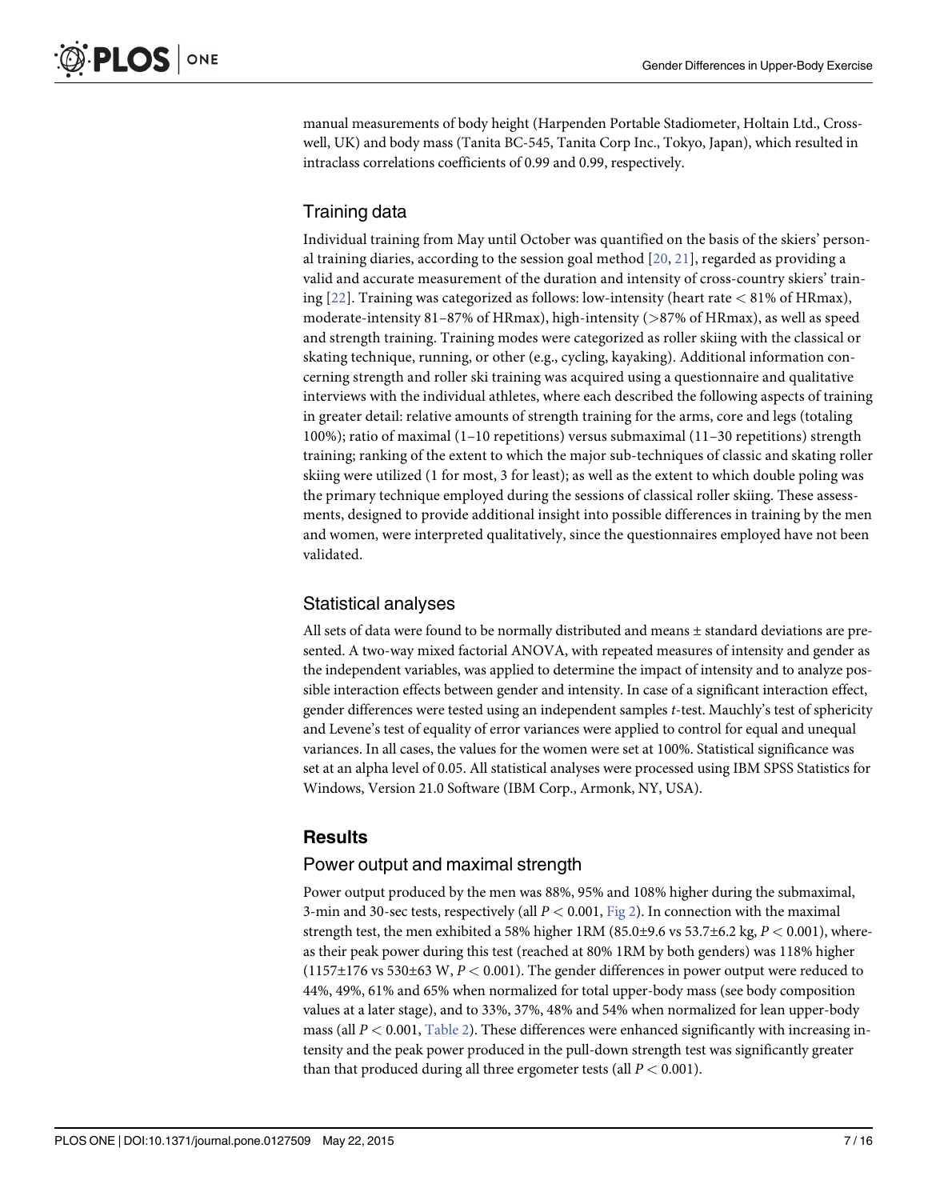manual measurements of body height (Harpenden Portable Stadiometer, Holtain Ltd., Crosswell, UK) and body mass (Tanita BC-545, Tanita Corp Inc., Tokyo, Japan), which resulted in intraclass correlations coefficients of 0.99 and 0.99, respectively.

## Training data

Individual training from May until October was quantified on the basis of the skiers' personal training diaries, according to the session goal method [20, 21], regarded as providing a valid and accurate measurement of the duration and intensity of cross-country skiers' training [22]. Training was categorized as follows: low-intensity (heart rate < 81% of HRmax), moderate-intensity 81–87% of HRmax), high-intensity (>87% of HRmax), as well as speed and strength training. Training modes were categorized as roller skiing with the classical or skating technique, running, or other (e.g., cycling, kayaking). Additional information concerning strength and roller ski training was acquired using a questionnaire and qualitative interviews with the individual athletes, where each described the following aspects of training in greater detail: relative amounts of strength training for the arms, core and legs (totaling 100%); ratio of maximal (1–10 repetitions) versus submaximal (11–30 repetitions) strength training; ranking of the extent to which the major sub-techniques of classic and skating roller skiing were utilized (1 for most, 3 for least); as well as the extent to which double poling was the primary technique employed during the sessions of classical roller skiing. These assessments, designed to provide additional insight into possible differences in training by the men and women, were interpreted qualitatively, since the questionnaires employed have not been validated.

## Statistical analyses

All sets of data were found to be normally distributed and means ± standard deviations are presented. A two-way mixed factorial ANOVA, with repeated measures of intensity and gender as the independent variables, was applied to determine the impact of intensity and to analyze possible interaction effects between gender and intensity. In case of a significant interaction effect, gender differences were tested using an independent samples *t*-test. Mauchly's test of sphericity and Levene's test of equality of error variances were applied to control for equal and unequal variances. In all cases, the values for the women were set at 100%. Statistical significance was set at an alpha level of 0.05. All statistical analyses were processed using IBM SPSS Statistics for Windows, Version 21.0 Software (IBM Corp., Armonk, NY, USA).

# Results

## Power output and maximal strength

Power output produced by the men was 88%, 95% and 108% higher during the submaximal, 3-min and 30-sec tests, respectively (all $P < 0.001$, Fig 2). In connection with the maximal strength test, the men exhibited a 58% higher 1RM (85.0±9.6 vs 53.7±6.2 kg, $P < 0.001$), whereas their peak power during this test (reached at 80% 1RM by both genders) was 118% higher (1157±176 vs 530±63 W, $P < 0.001$). The gender differences in power output were reduced to 44%, 49%, 61% and 65% when normalized for total upper-body mass (see body composition values at a later stage), and to 33%, 37%, 48% and 54% when normalized for lean upper-body mass (all $P < 0.001$, Table 2). These differences were enhanced significantly with increasing intensity and the peak power produced in the pull-down strength test was significantly greater than that produced during all three ergometer tests (all $P < 0.001$).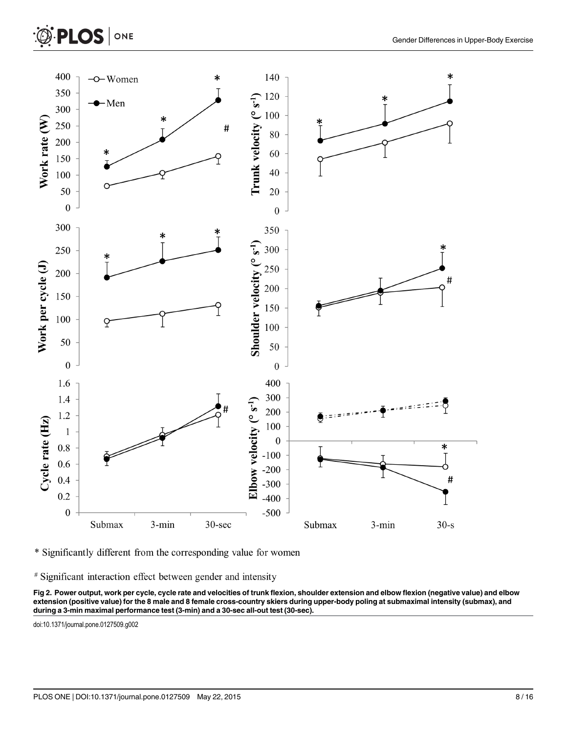\* Significantly different from the corresponding value for women

# Significant interaction effect between gender and intensity

**Fig 2. Power output, work per cycle, cycle rate and velocities of trunk flexion, shoulder extension and elbow flexion (negative value) and elbow extension (positive value) for the 8 male and 8 female cross-country skiers during upper-body poling at submaximal intensity (submax), and during a 3-min maximal performance test (3-min) and a 30-sec all-out test (30-sec).**

doi:10.1371/journal.pone.0127509.g002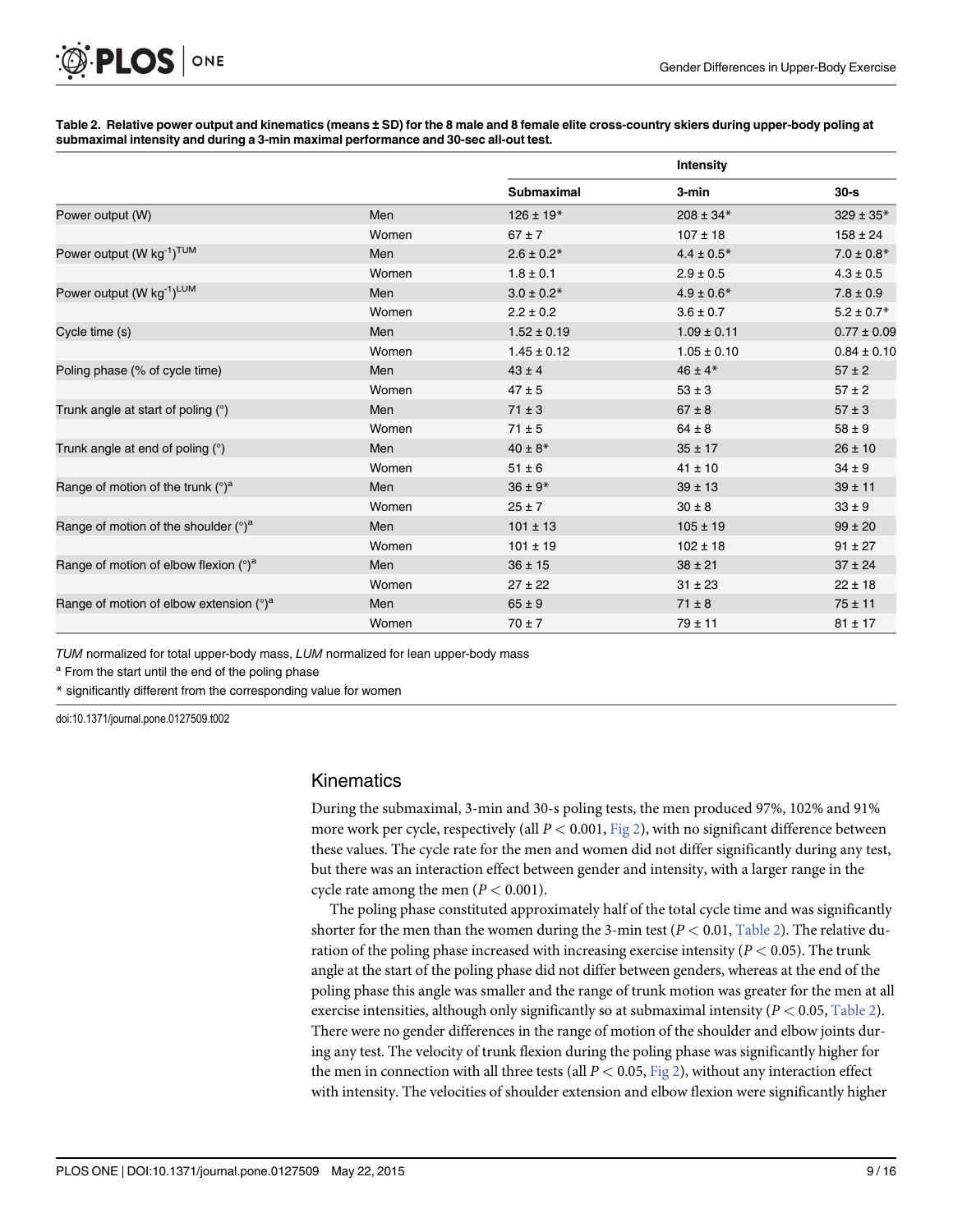**Table 2. Relative power output and kinematics (means ± SD) for the 8 male and 8 female elite cross-country skiers during upper-body poling at submaximal intensity and during a 3-min maximal performance and 30-sec all-out test.**

| | | Intensity | | |
|---|---|---|---|---|
| | | Submaximal | 3-min | 30-s |
| Power output (W) | Men | 126 ± 19* | 208 ± 34* | 329 ± 35* |
| | Women | 67 ± 7 | 107 ± 18 | 158 ± 24 |
| Power output (W kg$^{-1}$)$^{TUM}$ | Men | 2.6 ± 0.2* | 4.4 ± 0.5* | 7.0 ± 0.8* |
| | Women | 1.8 ± 0.1 | 2.9 ± 0.5 | 4.3 ± 0.5 |
| Power output (W kg$^{-1}$)$^{LUM}$ | Men | 3.0 ± 0.2* | 4.9 ± 0.6* | 7.8 ± 0.9 |
| | Women | 2.2 ± 0.2 | 3.6 ± 0.7 | 5.2 ± 0.7* |
| Cycle time (s) | Men | 1.52 ± 0.19 | 1.09 ± 0.11 | 0.77 ± 0.09 |
| | Women | 1.45 ± 0.12 | 1.05 ± 0.10 | 0.84 ± 0.10 |
| Poling phase (% of cycle time) | Men | 43 ± 4 | 46 ± 4* | 57 ± 2 |
| | Women | 47 ± 5 | 53 ± 3 | 57 ± 2 |
| Trunk angle at start of poling (°) | Men | 71 ± 3 | 67 ± 8 | 57 ± 3 |
| | Women | 71 ± 5 | 64 ± 8 | 58 ± 9 |
| Trunk angle at end of poling (°) | Men | 40 ± 8* | 35 ± 17 | 26 ± 10 |
| | Women | 51 ± 6 | 41 ± 10 | 34 ± 9 |
| Range of motion of the trunk (°)[a] | Men | 36 ± 9* | 39 ± 13 | 39 ± 11 |
| | Women | 25 ± 7 | 30 ± 8 | 33 ± 9 |
| Range of motion of the shoulder (°)[a] | Men | 101 ± 13 | 105 ± 19 | 99 ± 20 |
| | Women | 101 ± 19 | 102 ± 18 | 91 ± 27 |
| Range of motion of elbow flexion (°)[a] | Men | 36 ± 15 | 38 ± 21 | 37 ± 24 |
| | Women | 27 ± 22 | 31 ± 23 | 22 ± 18 |
| Range of motion of elbow extension (°)[a] | Men | 65 ± 9 | 71 ± 8 | 75 ± 11 |
| | Women | 70 ± 7 | 79 ± 11 | 81 ± 17 |

*TUM* normalized for total upper-body mass, *LUM* normalized for lean upper-body mass

[a] From the start until the end of the poling phase

\* significantly different from the corresponding value for women

doi:10.1371/journal.pone.0127509.t002

## Kinematics

During the submaximal, 3-min and 30-s poling tests, the men produced 97%, 102% and 91% more work per cycle, respectively (all $P < 0.001$, Fig 2), with no significant difference between these values. The cycle rate for the men and women did not differ significantly during any test, but there was an interaction effect between gender and intensity, with a larger range in the cycle rate among the men ($P < 0.001$).

The poling phase constituted approximately half of the total cycle time and was significantly shorter for the men than the women during the 3-min test ($P < 0.01$, Table 2). The relative duration of the poling phase increased with increasing exercise intensity ($P < 0.05$). The trunk angle at the start of the poling phase did not differ between genders, whereas at the end of the poling phase this angle was smaller and the range of trunk motion was greater for the men at all exercise intensities, although only significantly so at submaximal intensity ($P < 0.05$, Table 2). There were no gender differences in the range of motion of the shoulder and elbow joints during any test. The velocity of trunk flexion during the poling phase was significantly higher for the men in connection with all three tests (all $P < 0.05$, Fig 2), without any interaction effect with intensity. The velocities of shoulder extension and elbow flexion were significantly higher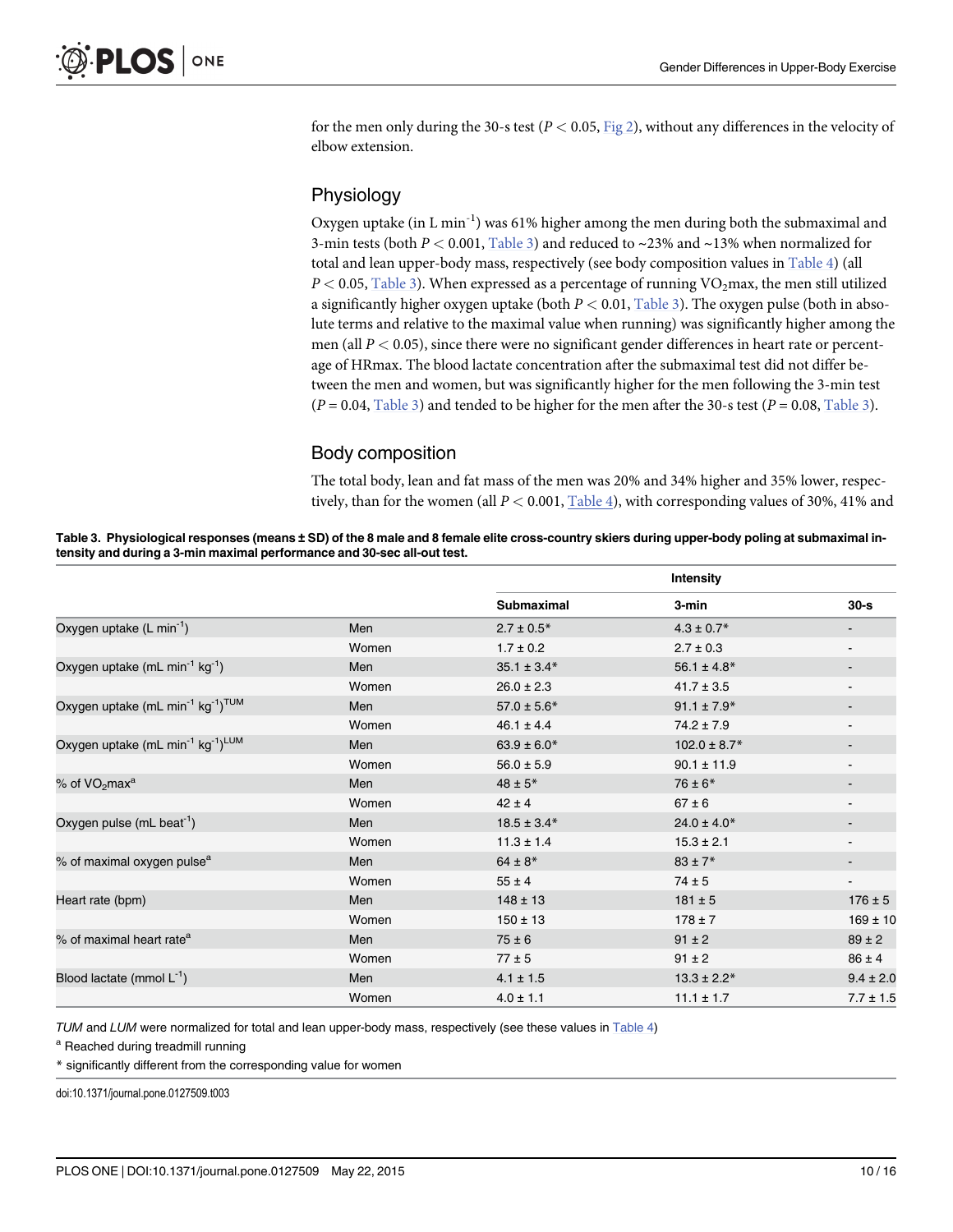for the men only during the 30-s test ($P < 0.05$, Fig 2), without any differences in the velocity of elbow extension.

## Physiology

Oxygen uptake (in L $min^{-1}$) was 61% higher among the men during both the submaximal and 3-min tests (both $P < 0.001$, Table 3) and reduced to ~23% and ~13% when normalized for total and lean upper-body mass, respectively (see body composition values in Table 4) (all $P < 0.05$, Table 3). When expressed as a percentage of running $VO_2max$, the men still utilized a significantly higher oxygen uptake (both $P < 0.01$, Table 3). The oxygen pulse (both in absolute terms and relative to the maximal value when running) was significantly higher among the men (all $P < 0.05$), since there were no significant gender differences in heart rate or percentage of HRmax. The blood lactate concentration after the submaximal test did not differ between the men and women, but was significantly higher for the men following the 3-min test ($P = 0.04$, Table 3) and tended to be higher for the men after the 30-s test ($P = 0.08$, Table 3).

## Body composition

The total body, lean and fat mass of the men was 20% and 34% higher and 35% lower, respectively, than for the women (all $P < 0.001$, Table 4), with corresponding values of 30%, 41% and

**Table 3. Physiological responses (means ± SD) of the 8 male and 8 female elite cross-country skiers during upper-body poling at submaximal intensity and during a 3-min maximal performance and 30-sec all-out test.**

| | | Intensity | | |
|---|---|---|---|---|
| | | **Submaximal** | **3-min** | **30-s** |
| Oxygen uptake (L $min^{-1}$) | Men | 2.7 ± 0.5* | 4.3 ± 0.7* | - |
| | Women | 1.7 ± 0.2 | 2.7 ± 0.3 | - |
| Oxygen uptake (mL $min^{-1}$ $kg^{-1}$) | Men | 35.1 ± 3.4* | 56.1 ± 4.8* | - |
| | Women | 26.0 ± 2.3 | 41.7 ± 3.5 | - |
| Oxygen uptake (mL $min^{-1}$ $kg^{-1}$)$^{TUM}$ | Men | 57.0 ± 5.6* | 91.1 ± 7.9* | - |
| | Women | 46.1 ± 4.4 | 74.2 ± 7.9 | - |
| Oxygen uptake (mL $min^{-1}$ $kg^{-1}$)$^{LUM}$ | Men | 63.9 ± 6.0* | 102.0 ± 8.7* | - |
| | Women | 56.0 ± 5.9 | 90.1 ± 11.9 | - |
| % of $VO_2max$[a] | Men | 48 ± 5* | 76 ± 6* | - |
| | Women | 42 ± 4 | 67 ± 6 | - |
| Oxygen pulse (mL $beat^{-1}$) | Men | 18.5 ± 3.4* | 24.0 ± 4.0* | - |
| | Women | 11.3 ± 1.4 | 15.3 ± 2.1 | - |
| % of maximal oxygen pulse[a] | Men | 64 ± 8* | 83 ± 7* | - |
| | Women | 55 ± 4 | 74 ± 5 | - |
| Heart rate (bpm) | Men | 148 ± 13 | 181 ± 5 | 176 ± 5 |
| | Women | 150 ± 13 | 178 ± 7 | 169 ± 10 |
| % of maximal heart rate[a] | Men | 75 ± 6 | 91 ± 2 | 89 ± 2 |
| | Women | 77 ± 5 | 91 ± 2 | 86 ± 4 |
| Blood lactate (mmol $L^{-1}$) | Men | 4.1 ± 1.5 | 13.3 ± 2.2* | 9.4 ± 2.0 |
| | Women | 4.0 ± 1.1 | 11.1 ± 1.7 | 7.7 ± 1.5 |

*TUM* and *LUM* were normalized for total and lean upper-body mass, respectively (see these values in Table 4)

[a] Reached during treadmill running

* significantly different from the corresponding value for women

doi:10.1371/journal.pone.0127509.t003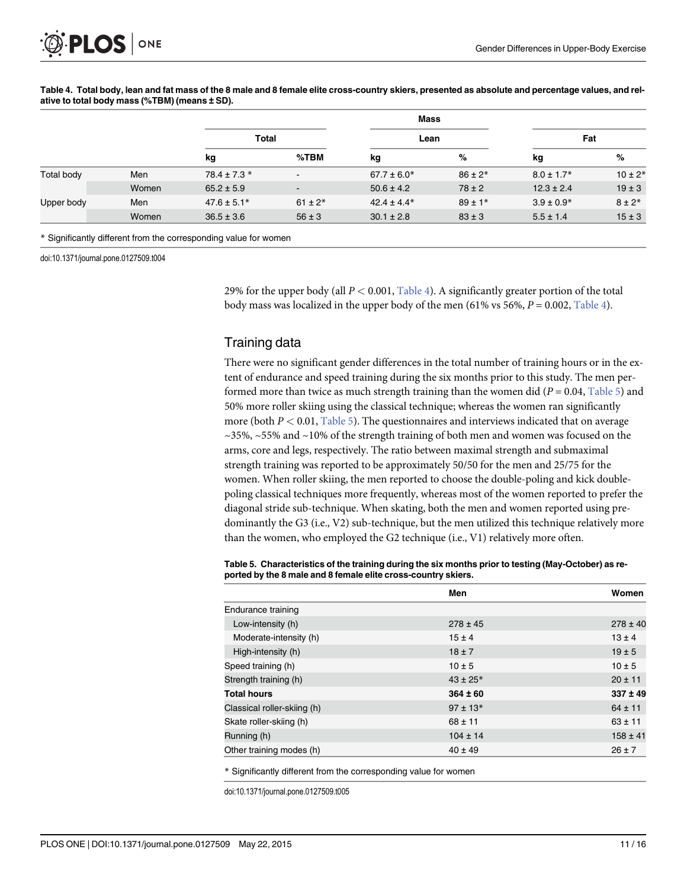Table 4. Total body, lean and fat mass of the 8 male and 8 female elite cross-country skiers, presented as absolute and percentage values, and relative to total body mass (%TBM) (means ± SD).

| | | Mass | | | | | |
|---|---|---|---|---|---|---|---|
| | | Total | | Lean | | Fat | |
| | | kg | %TBM | kg | % | kg | % |
| Total body | Men | 78.4 ± 7.3 * | - | 67.7 ± 6.0* | 86 ± 2* | 8.0 ± 1.7* | 10 ± 2* |
| | Women | 65.2 ± 5.9 | - | 50.6 ± 4.2 | 78 ± 2 | 12.3 ± 2.4 | 19 ± 3 |
| Upper body | Men | 47.6 ± 5.1* | 61 ± 2* | 42.4 ± 4.4* | 89 ± 1* | 3.9 ± 0.9* | 8 ± 2* |
| | Women | 36.5 ± 3.6 | 56 ± 3 | 30.1 ± 2.8 | 83 ± 3 | 5.5 ± 1.4 | 15 ± 3 |

* Significantly different from the corresponding value for women

doi:10.1371/journal.pone.0127509.t004

29% for the upper body (all $P < 0.001$, Table 4). A significantly greater portion of the total body mass was localized in the upper body of the men (61% vs 56%, $P = 0.002$, Table 4).

## Training data

There were no significant gender differences in the total number of training hours or in the extent of endurance and speed training during the six months prior to this study. The men performed more than twice as much strength training than the women did ($P = 0.04$, Table 5) and 50% more roller skiing using the classical technique; whereas the women ran significantly more (both $P < 0.01$, Table 5). The questionnaires and interviews indicated that on average ~35%, ~55% and ~10% of the strength training of both men and women was focused on the arms, core and legs, respectively. The ratio between maximal strength and submaximal strength training was reported to be approximately 50/50 for the men and 25/75 for the women. When roller skiing, the men reported to choose the double-poling and kick double-poling classical techniques more frequently, whereas most of the women reported to prefer the diagonal stride sub-technique. When skating, both the men and women reported using predominantly the G3 (i.e., V2) sub-technique, but the men utilized this technique relatively more than the women, who employed the G2 technique (i.e., V1) relatively more often.

Table 5. Characteristics of the training during the six months prior to testing (May-October) as reported by the 8 male and 8 female elite cross-country skiers.

| | Men | Women |
|---|---|---|
| Endurance training | | |
| Low-intensity (h) | 278 ± 45 | 278 ± 40 |
| Moderate-intensity (h) | 15 ± 4 | 13 ± 4 |
| High-intensity (h) | 18 ± 7 | 19 ± 5 |
| Speed training (h) | 10 ± 5 | 10 ± 5 |
| Strength training (h) | 43 ± 25* | 20 ± 11 |
| **Total hours** | **364 ± 60** | **337 ± 49** |
| Classical roller-skiing (h) | 97 ± 13* | 64 ± 11 |
| Skate roller-skiing (h) | 68 ± 11 | 63 ± 11 |
| Running (h) | 104 ± 14 | 158 ± 41 |
| Other training modes (h) | 40 ± 49 | 26 ± 7 |

* Significantly different from the corresponding value for women

doi:10.1371/journal.pone.0127509.t005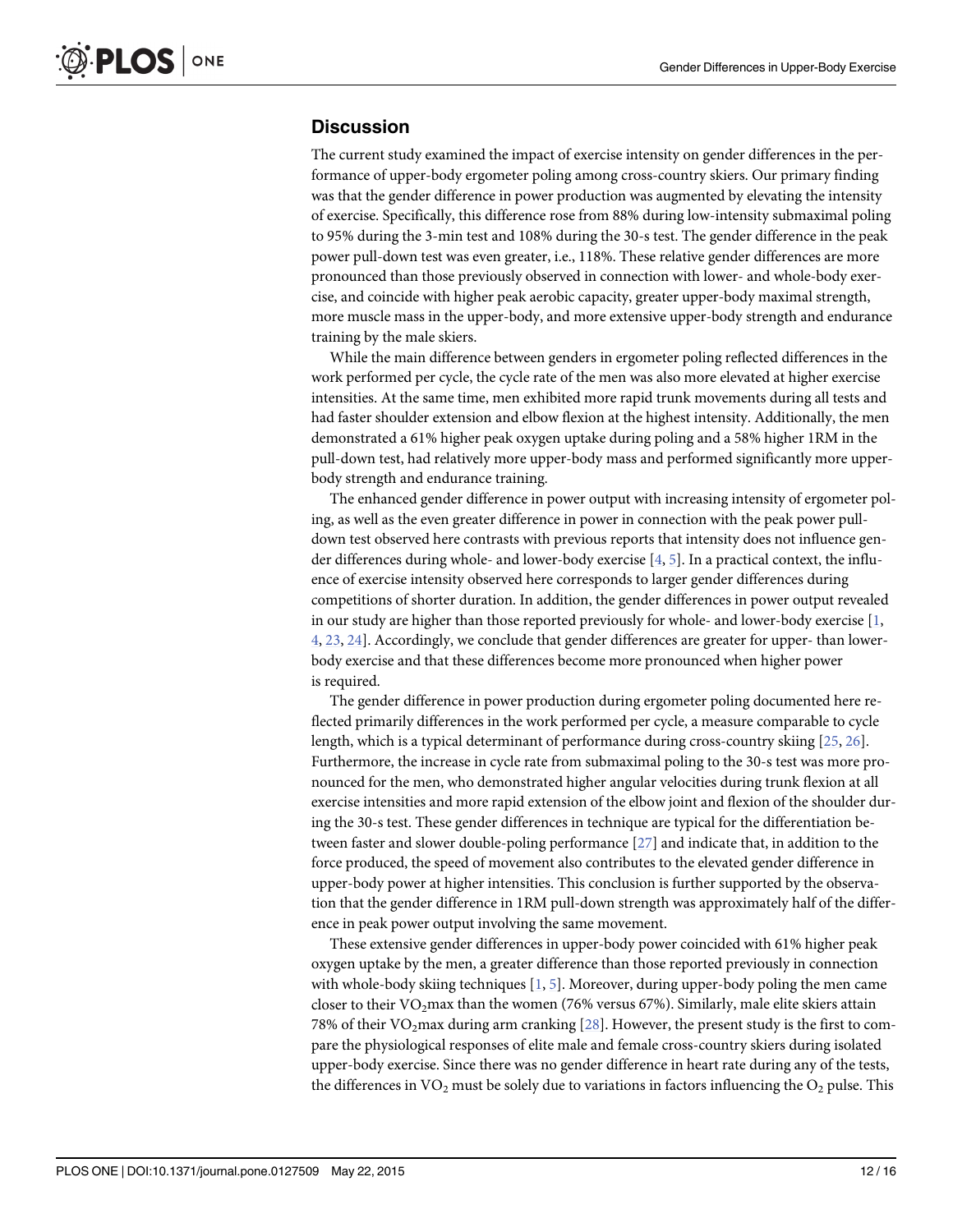## Discussion

The current study examined the impact of exercise intensity on gender differences in the performance of upper-body ergometer poling among cross-country skiers. Our primary finding was that the gender difference in power production was augmented by elevating the intensity of exercise. Specifically, this difference rose from 88% during low-intensity submaximal poling to 95% during the 3-min test and 108% during the 30-s test. The gender difference in the peak power pull-down test was even greater, i.e., 118%. These relative gender differences are more pronounced than those previously observed in connection with lower- and whole-body exercise, and coincide with higher peak aerobic capacity, greater upper-body maximal strength, more muscle mass in the upper-body, and more extensive upper-body strength and endurance training by the male skiers.

While the main difference between genders in ergometer poling reflected differences in the work performed per cycle, the cycle rate of the men was also more elevated at higher exercise intensities. At the same time, men exhibited more rapid trunk movements during all tests and had faster shoulder extension and elbow flexion at the highest intensity. Additionally, the men demonstrated a 61% higher peak oxygen uptake during poling and a 58% higher 1RM in the pull-down test, had relatively more upper-body mass and performed significantly more upper-body strength and endurance training.

The enhanced gender difference in power output with increasing intensity of ergometer poling, as well as the even greater difference in power in connection with the peak power pull-down test observed here contrasts with previous reports that intensity does not influence gender differences during whole- and lower-body exercise [4, 5]. In a practical context, the influence of exercise intensity observed here corresponds to larger gender differences during competitions of shorter duration. In addition, the gender differences in power output revealed in our study are higher than those reported previously for whole- and lower-body exercise [1, 4, 23, 24]. Accordingly, we conclude that gender differences are greater for upper- than lower-body exercise and that these differences become more pronounced when higher power is required.

The gender difference in power production during ergometer poling documented here reflected primarily differences in the work performed per cycle, a measure comparable to cycle length, which is a typical determinant of performance during cross-country skiing [25, 26]. Furthermore, the increase in cycle rate from submaximal poling to the 30-s test was more pronounced for the men, who demonstrated higher angular velocities during trunk flexion at all exercise intensities and more rapid extension of the elbow joint and flexion of the shoulder during the 30-s test. These gender differences in technique are typical for the differentiation between faster and slower double-poling performance [27] and indicate that, in addition to the force produced, the speed of movement also contributes to the elevated gender difference in upper-body power at higher intensities. This conclusion is further supported by the observation that the gender difference in 1RM pull-down strength was approximately half of the difference in peak power output involving the same movement.

These extensive gender differences in upper-body power coincided with 61% higher peak oxygen uptake by the men, a greater difference than those reported previously in connection with whole-body skiing techniques [1, 5]. Moreover, during upper-body poling the men came closer to their $VO_2$max than the women (76% versus 67%). Similarly, male elite skiers attain 78% of their $VO_2$max during arm cranking [28]. However, the present study is the first to compare the physiological responses of elite male and female cross-country skiers during isolated upper-body exercise. Since there was no gender difference in heart rate during any of the tests, the differences in $VO_2$ must be solely due to variations in factors influencing the $O_2$ pulse. This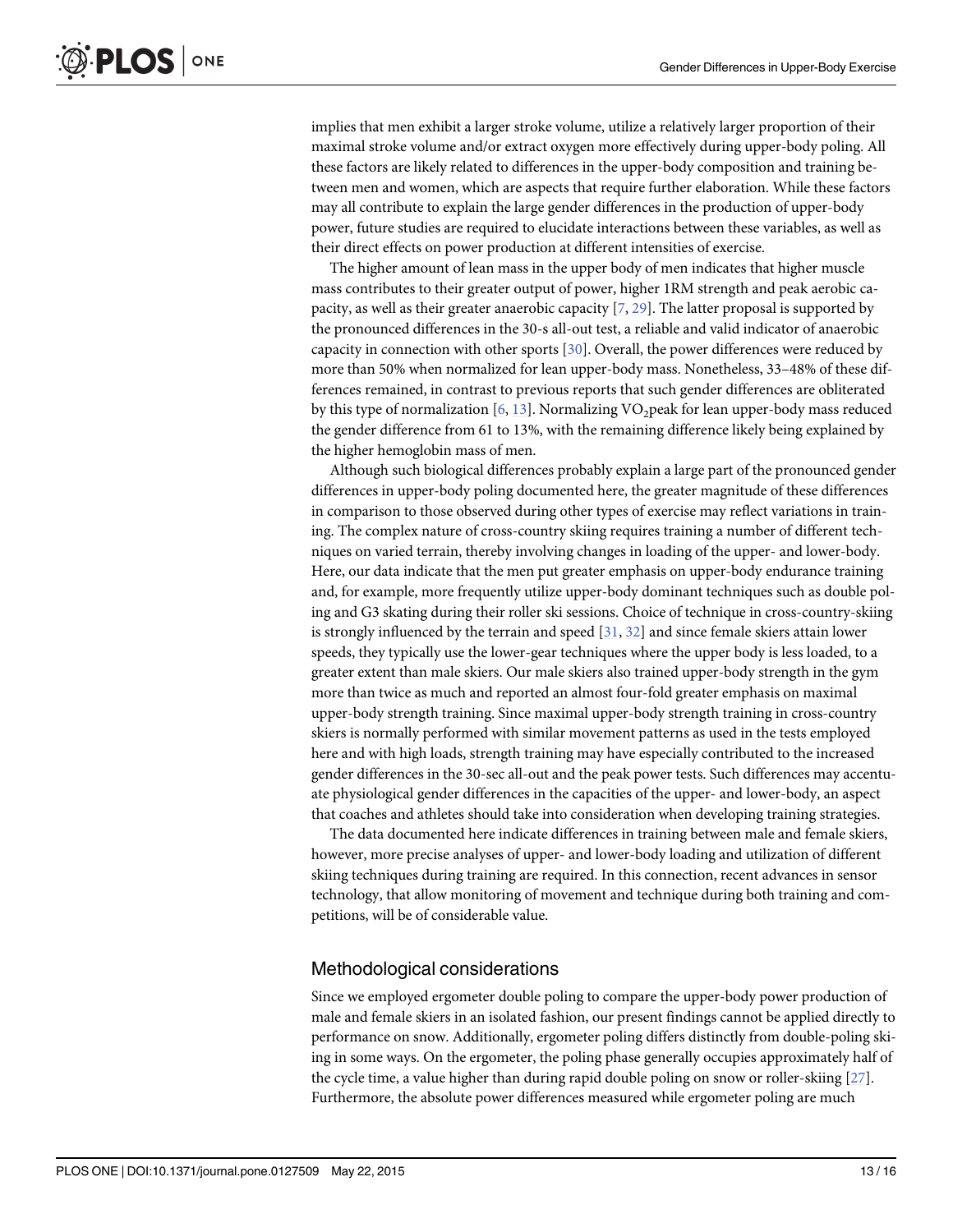implies that men exhibit a larger stroke volume, utilize a relatively larger proportion of their maximal stroke volume and/or extract oxygen more effectively during upper-body poling. All these factors are likely related to differences in the upper-body composition and training between men and women, which are aspects that require further elaboration. While these factors may all contribute to explain the large gender differences in the production of upper-body power, future studies are required to elucidate interactions between these variables, as well as their direct effects on power production at different intensities of exercise.

The higher amount of lean mass in the upper body of men indicates that higher muscle mass contributes to their greater output of power, higher 1RM strength and peak aerobic capacity, as well as their greater anaerobic capacity [7, 29]. The latter proposal is supported by the pronounced differences in the 30-s all-out test, a reliable and valid indicator of anaerobic capacity in connection with other sports [30]. Overall, the power differences were reduced by more than 50% when normalized for lean upper-body mass. Nonetheless, 33–48% of these differences remained, in contrast to previous reports that such gender differences are obliterated by this type of normalization [6, 13]. Normalizing $VO_2$peak for lean upper-body mass reduced the gender difference from 61 to 13%, with the remaining difference likely being explained by the higher hemoglobin mass of men.

Although such biological differences probably explain a large part of the pronounced gender differences in upper-body poling documented here, the greater magnitude of these differences in comparison to those observed during other types of exercise may reflect variations in training. The complex nature of cross-country skiing requires training a number of different techniques on varied terrain, thereby involving changes in loading of the upper- and lower-body. Here, our data indicate that the men put greater emphasis on upper-body endurance training and, for example, more frequently utilize upper-body dominant techniques such as double poling and G3 skating during their roller ski sessions. Choice of technique in cross-country-skiing is strongly influenced by the terrain and speed [31, 32] and since female skiers attain lower speeds, they typically use the lower-gear techniques where the upper body is less loaded, to a greater extent than male skiers. Our male skiers also trained upper-body strength in the gym more than twice as much and reported an almost four-fold greater emphasis on maximal upper-body strength training. Since maximal upper-body strength training in cross-country skiers is normally performed with similar movement patterns as used in the tests employed here and with high loads, strength training may have especially contributed to the increased gender differences in the 30-sec all-out and the peak power tests. Such differences may accentuate physiological gender differences in the capacities of the upper- and lower-body, an aspect that coaches and athletes should take into consideration when developing training strategies.

The data documented here indicate differences in training between male and female skiers, however, more precise analyses of upper- and lower-body loading and utilization of different skiing techniques during training are required. In this connection, recent advances in sensor technology, that allow monitoring of movement and technique during both training and competitions, will be of considerable value.

## Methodological considerations

Since we employed ergometer double poling to compare the upper-body power production of male and female skiers in an isolated fashion, our present findings cannot be applied directly to performance on snow. Additionally, ergometer poling differs distinctly from double-poling skiing in some ways. On the ergometer, the poling phase generally occupies approximately half of the cycle time, a value higher than during rapid double poling on snow or roller-skiing [27]. Furthermore, the absolute power differences measured while ergometer poling are much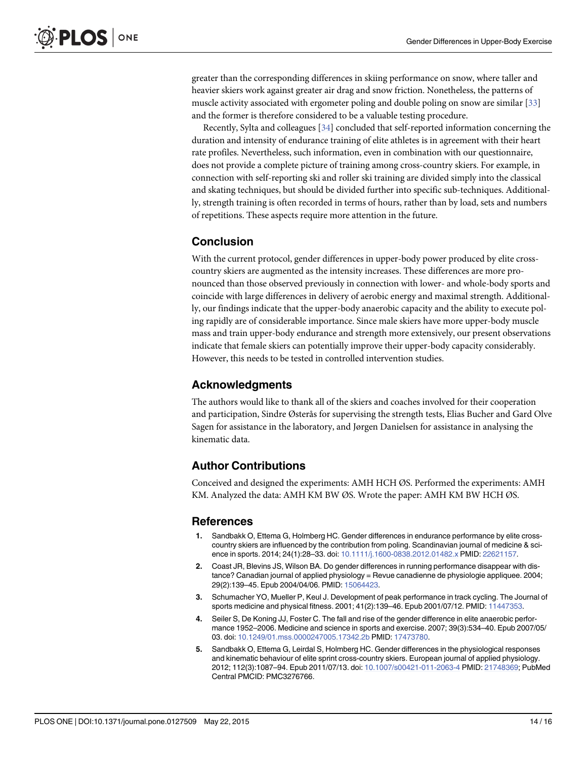greater than the corresponding differences in skiing performance on snow, where taller and heavier skiers work against greater air drag and snow friction. Nonetheless, the patterns of muscle activity associated with ergometer poling and double poling on snow are similar [33] and the former is therefore considered to be a valuable testing procedure.

Recently, Sylta and colleagues [34] concluded that self-reported information concerning the duration and intensity of endurance training of elite athletes is in agreement with their heart rate profiles. Nevertheless, such information, even in combination with our questionnaire, does not provide a complete picture of training among cross-country skiers. For example, in connection with self-reporting ski and roller ski training are divided simply into the classical and skating techniques, but should be divided further into specific sub-techniques. Additionally, strength training is often recorded in terms of hours, rather than by load, sets and numbers of repetitions. These aspects require more attention in the future.

## Conclusion

With the current protocol, gender differences in upper-body power produced by elite cross-country skiers are augmented as the intensity increases. These differences are more pronounced than those observed previously in connection with lower- and whole-body sports and coincide with large differences in delivery of aerobic energy and maximal strength. Additionally, our findings indicate that the upper-body anaerobic capacity and the ability to execute poling rapidly are of considerable importance. Since male skiers have more upper-body muscle mass and train upper-body endurance and strength more extensively, our present observations indicate that female skiers can potentially improve their upper-body capacity considerably. However, this needs to be tested in controlled intervention studies.

## Acknowledgments

The authors would like to thank all of the skiers and coaches involved for their cooperation and participation, Sindre Østerås for supervising the strength tests, Elias Bucher and Gard Olve Sagen for assistance in the laboratory, and Jørgen Danielsen for assistance in analysing the kinematic data.

## Author Contributions

Conceived and designed the experiments: AMH HCH ØS. Performed the experiments: AMH KM. Analyzed the data: AMH KM BW ØS. Wrote the paper: AMH KM BW HCH ØS.

## References

1. Sandbakk O, Ettema G, Holmberg HC. Gender differences in endurance performance by elite cross-country skiers are influenced by the contribution from poling. Scandinavian journal of medicine & science in sports. 2014; 24(1):28–33. doi: 10.1111/j.1600-0838.2012.01482.x PMID: 22621157.
2. Coast JR, Blevins JS, Wilson BA. Do gender differences in running performance disappear with distance? Canadian journal of applied physiology = Revue canadienne de physiologie appliquee. 2004; 29(2):139–45. Epub 2004/04/06. PMID: 15064423.
3. Schumacher YO, Mueller P, Keul J. Development of peak performance in track cycling. The Journal of sports medicine and physical fitness. 2001; 41(2):139–46. Epub 2001/07/12. PMID: 11447353.
4. Seiler S, De Koning JJ, Foster C. The fall and rise of the gender difference in elite anaerobic performance 1952–2006. Medicine and science in sports and exercise. 2007; 39(3):534–40. Epub 2007/05/03. doi: 10.1249/01.mss.0000247005.17342.2b PMID: 17473780.
5. Sandbakk O, Ettema G, Leirdal S, Holmberg HC. Gender differences in the physiological responses and kinematic behaviour of elite sprint cross-country skiers. European journal of applied physiology. 2012; 112(3):1087–94. Epub 2011/07/13. doi: 10.1007/s00421-011-2063-4 PMID: 21748369; PubMed Central PMCID: PMC3276766.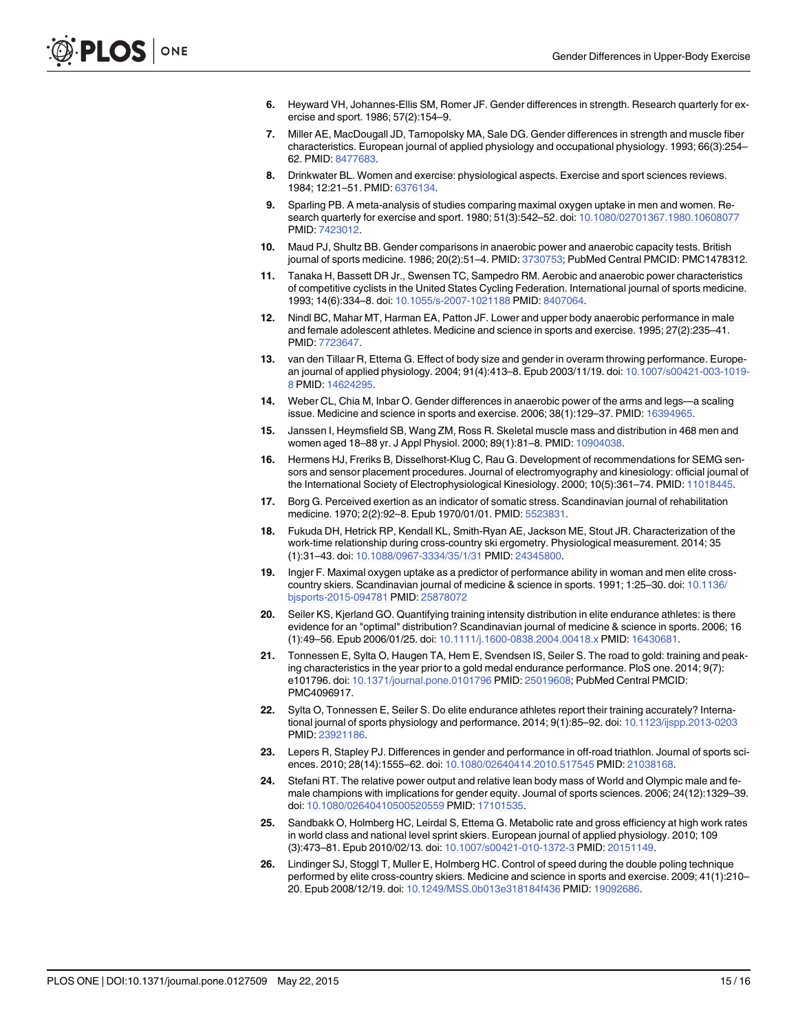6. Heyward VH, Johannes-Ellis SM, Romer JF. Gender differences in strength. Research quarterly for exercise and sport. 1986; 57(2):154–9.
7. Miller AE, MacDougall JD, Tarnopolsky MA, Sale DG. Gender differences in strength and muscle fiber characteristics. European journal of applied physiology and occupational physiology. 1993; 66(3):254–62. PMID: 8477683.
8. Drinkwater BL. Women and exercise: physiological aspects. Exercise and sport sciences reviews. 1984; 12:21–51. PMID: 6376134.
9. Sparling PB. A meta-analysis of studies comparing maximal oxygen uptake in men and women. Research quarterly for exercise and sport. 1980; 51(3):542–52. doi: 10.1080/02701367.1980.10608077 PMID: 7423012.
10. Maud PJ, Shultz BB. Gender comparisons in anaerobic power and anaerobic capacity tests. British journal of sports medicine. 1986; 20(2):51–4. PMID: 3730753; PubMed Central PMCID: PMC1478312.
11. Tanaka H, Bassett DR Jr., Swensen TC, Sampedro RM. Aerobic and anaerobic power characteristics of competitive cyclists in the United States Cycling Federation. International journal of sports medicine. 1993; 14(6):334–8. doi: 10.1055/s-2007-1021188 PMID: 8407064.
12. Nindl BC, Mahar MT, Harman EA, Patton JF. Lower and upper body anaerobic performance in male and female adolescent athletes. Medicine and science in sports and exercise. 1995; 27(2):235–41. PMID: 7723647.
13. van den Tillaar R, Ettema G. Effect of body size and gender in overarm throwing performance. European journal of applied physiology. 2004; 91(4):413–8. Epub 2003/11/19. doi: 10.1007/s00421-003-1019-8 PMID: 14624295.
14. Weber CL, Chia M, Inbar O. Gender differences in anaerobic power of the arms and legs—a scaling issue. Medicine and science in sports and exercise. 2006; 38(1):129–37. PMID: 16394965.
15. Janssen I, Heymsfield SB, Wang ZM, Ross R. Skeletal muscle mass and distribution in 468 men and women aged 18–88 yr. J Appl Physiol. 2000; 89(1):81–8. PMID: 10904038.
16. Hermens HJ, Freriks B, Disselhorst-Klug C, Rau G. Development of recommendations for SEMG sensors and sensor placement procedures. Journal of electromyography and kinesiology: official journal of the International Society of Electrophysiological Kinesiology. 2000; 10(5):361–74. PMID: 11018445.
17. Borg G. Perceived exertion as an indicator of somatic stress. Scandinavian journal of rehabilitation medicine. 1970; 2(2):92–8. Epub 1970/01/01. PMID: 5523831.
18. Fukuda DH, Hetrick RP, Kendall KL, Smith-Ryan AE, Jackson ME, Stout JR. Characterization of the work-time relationship during cross-country ski ergometry. Physiological measurement. 2014; 35(1):31–43. doi: 10.1088/0967-3334/35/1/31 PMID: 24345800.
19. Ingjer F. Maximal oxygen uptake as a predictor of performance ability in woman and men elite cross-country skiers. Scandinavian journal of medicine & science in sports. 1991; 1:25–30. doi: 10.1136/bjsports-2015-094781 PMID: 25878072
20. Seiler KS, Kjerland GO. Quantifying training intensity distribution in elite endurance athletes: is there evidence for an "optimal" distribution? Scandinavian journal of medicine & science in sports. 2006; 16(1):49–56. Epub 2006/01/25. doi: 10.1111/j.1600-0838.2004.00418.x PMID: 16430681.
21. Tonnessen E, Sylta O, Haugen TA, Hem E, Svendsen IS, Seiler S. The road to gold: training and peaking characteristics in the year prior to a gold medal endurance performance. PloS one. 2014; 9(7):e101796. doi: 10.1371/journal.pone.0101796 PMID: 25019608; PubMed Central PMCID: PMC4096917.
22. Sylta O, Tonnessen E, Seiler S. Do elite endurance athletes report their training accurately? International journal of sports physiology and performance. 2014; 9(1):85–92. doi: 10.1123/ijspp.2013-0203 PMID: 23921186.
23. Lepers R, Stapley PJ. Differences in gender and performance in off-road triathlon. Journal of sports sciences. 2010; 28(14):1555–62. doi: 10.1080/02640414.2010.517545 PMID: 21038168.
24. Stefani RT. The relative power output and relative lean body mass of World and Olympic male and female champions with implications for gender equity. Journal of sports sciences. 2006; 24(12):1329–39. doi: 10.1080/02640410500520559 PMID: 17101535.
25. Sandbakk O, Holmberg HC, Leirdal S, Ettema G. Metabolic rate and gross efficiency at high work rates in world class and national level sprint skiers. European journal of applied physiology. 2010; 109(3):473–81. Epub 2010/02/13. doi: 10.1007/s00421-010-1372-3 PMID: 20151149.
26. Lindinger SJ, Stoggl T, Muller E, Holmberg HC. Control of speed during the double poling technique performed by elite cross-country skiers. Medicine and science in sports and exercise. 2009; 41(1):210–20. Epub 2008/12/19. doi: 10.1249/MSS.0b013e318184f436 PMID: 19092686.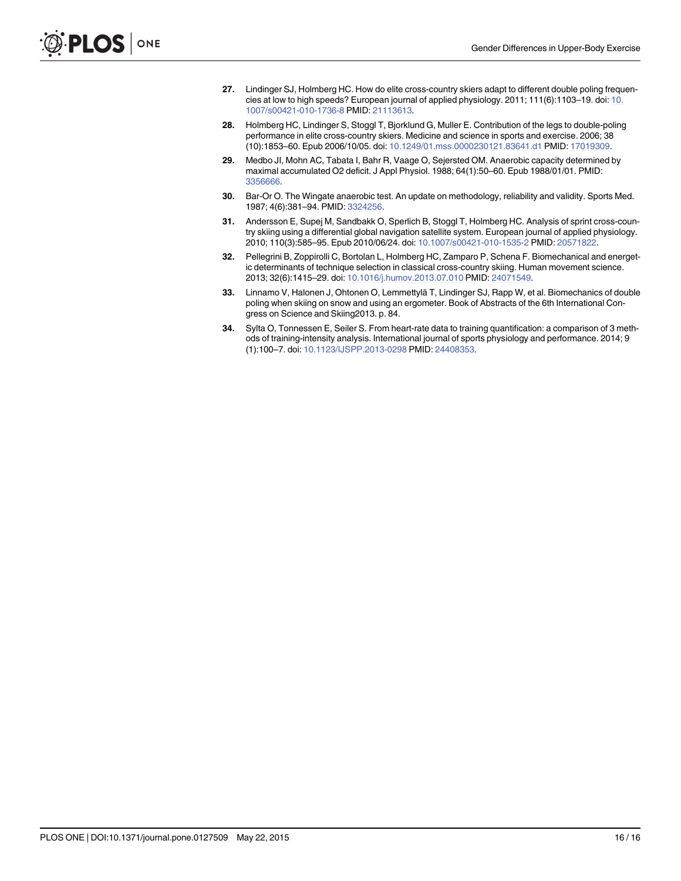27. Lindinger SJ, Holmberg HC. How do elite cross-country skiers adapt to different double poling frequencies at low to high speeds? European journal of applied physiology. 2011; 111(6):1103–19. doi: 10.1007/s00421-010-1736-8 PMID: 21113613.
28. Holmberg HC, Lindinger S, Stoggl T, Bjorklund G, Muller E. Contribution of the legs to double-poling performance in elite cross-country skiers. Medicine and science in sports and exercise. 2006; 38 (10):1853–60. Epub 2006/10/05. doi: 10.1249/01.mss.0000230121.83641.d1 PMID: 17019309.
29. Medbo JI, Mohn AC, Tabata I, Bahr R, Vaage O, Sejersted OM. Anaerobic capacity determined by maximal accumulated O2 deficit. J Appl Physiol. 1988; 64(1):50–60. Epub 1988/01/01. PMID: 3356666.
30. Bar-Or O. The Wingate anaerobic test. An update on methodology, reliability and validity. Sports Med. 1987; 4(6):381–94. PMID: 3324256.
31. Andersson E, Supej M, Sandbakk O, Sperlich B, Stoggl T, Holmberg HC. Analysis of sprint cross-country skiing using a differential global navigation satellite system. European journal of applied physiology. 2010; 110(3):585–95. Epub 2010/06/24. doi: 10.1007/s00421-010-1535-2 PMID: 20571822.
32. Pellegrini B, Zoppirolli C, Bortolan L, Holmberg HC, Zamparo P, Schena F. Biomechanical and energetic determinants of technique selection in classical cross-country skiing. Human movement science. 2013; 32(6):1415–29. doi: 10.1016/j.humov.2013.07.010 PMID: 24071549.
33. Linnamo V, Halonen J, Ohtonen O, Lemmettylä T, Lindinger SJ, Rapp W, et al. Biomechanics of double poling when skiing on snow and using an ergometer. Book of Abstracts of the 6th International Congress on Science and Skiing2013. p. 84.
34. Sylta O, Tonnessen E, Seiler S. From heart-rate data to training quantification: a comparison of 3 methods of training-intensity analysis. International journal of sports physiology and performance. 2014; 9 (1):100–7. doi: 10.1123/IJSPP.2013-0298 PMID: 24408353.